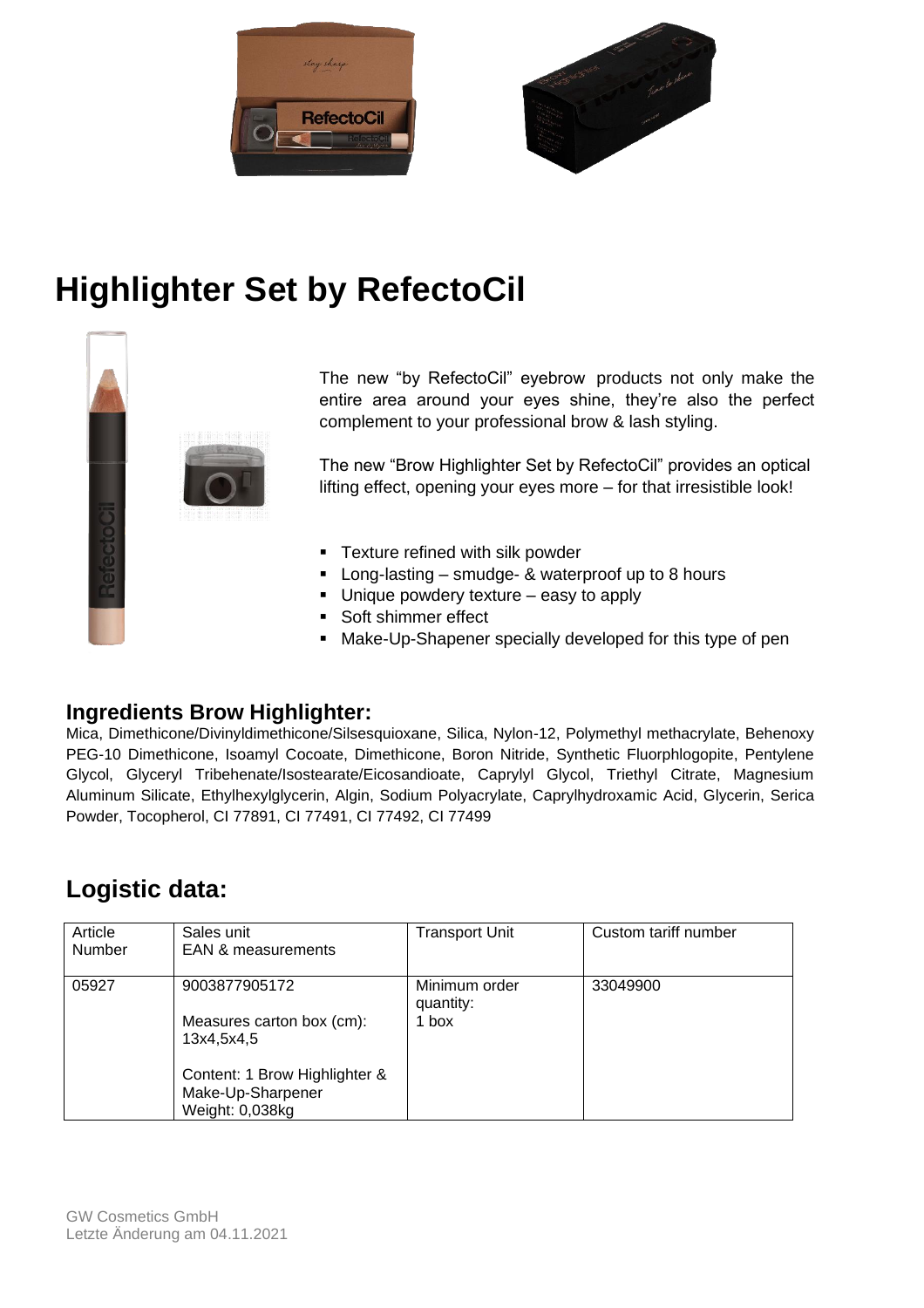# Highlighter Set by RefectoCil

The new "by RefectoCil" eyebrow products not only make the entire area around your eyes shine, they're also the perfect complement to your professional brow & lash styling.

The new "Brow Highlighter Set by RefectoCil" provides an optical lifting effect, opening your eyes more – for that irresistible look!

- Texture refined with silk powder
- Long-lasting – smudge- & waterproof up to 8 hours
- Unique powdery texture – easy to apply
- Soft shimmer effect
- Make-Up-Shapener specially developed for this type of pen

### Ingredients Brow Highlighter:

Mica, Dimethicone/Divinyldimethicone/Silsesquioxane, Silica, Nylon-12, Polymethyl methacrylate, Behenoxy PEG-10 Dimethicone, Isoamyl Cocoate, Dimethicone, Boron Nitride, Synthetic Fluorphlogopite, Pentylene Glycol, Glyceryl Tribehenate/Isostearate/Eicosandioate, Caprylyl Glycol, Triethyl Citrate, Magnesium Aluminum Silicate, Ethylhexylglycerin, Algin, Sodium Polyacrylate, Caprylhydroxamic Acid, Glycerin, Serica Powder, Tocopherol, CI 77891, CI 77491, CI 77492, CI 77499

## Logistic data:

| Article Number | Sales unit EAN & measurements | Transport Unit | Custom tariff number |
|---|---|---|---|
| 05927 | 9003877905172<br><br>Measures carton box (cm): 13x4,5x4,5<br><br>Content: 1 Brow Highlighter & Make-Up-Sharpener<br>Weight: 0,038kg | Minimum order quantity: 1 box | 33049900 |

GW Cosmetics GmbH
Letzte Änderung am 04.11.2021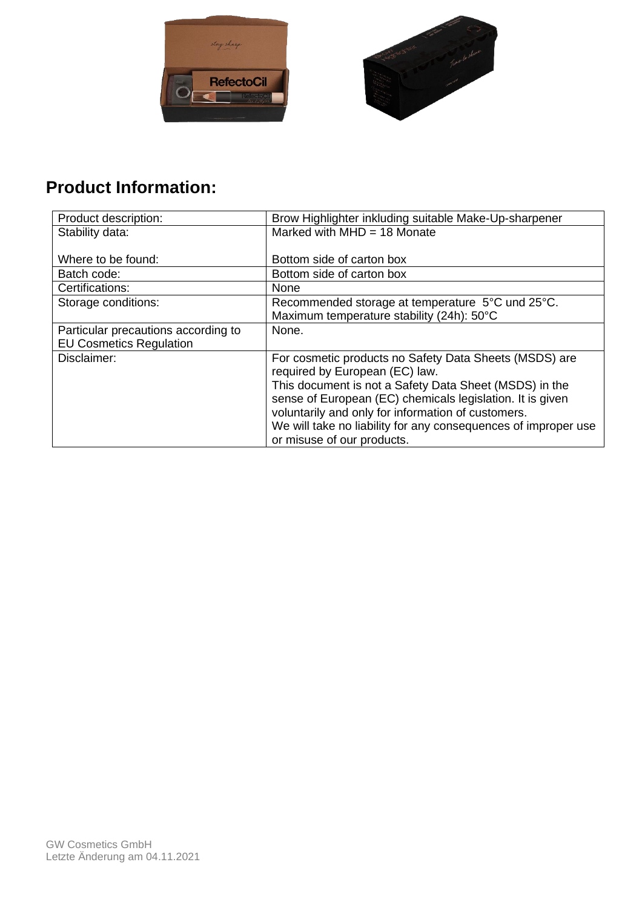## Product Information:

| Product description: | Brow Highlighter inkluding suitable Make-Up-sharpener |
|---|---|
| Stability data:<br><br>Where to be found: | Marked with MHD = 18 Monate<br><br>Bottom side of carton box |
| Batch code: | Bottom side of carton box |
| Certifications: | None |
| Storage conditions: | Recommended storage at temperature 5°C und 25°C.<br>Maximum temperature stability (24h): 50°C |
| Particular precautions according to EU Cosmetics Regulation | None. |
| Disclaimer: | For cosmetic products no Safety Data Sheets (MSDS) are required by European (EC) law.<br>This document is not a Safety Data Sheet (MSDS) in the sense of European (EC) chemicals legislation. It is given voluntarily and only for information of customers.<br>We will take no liability for any consequences of improper use or misuse of our products. |

GW Cosmetics GmbH
Letzte Änderung am 04.11.2021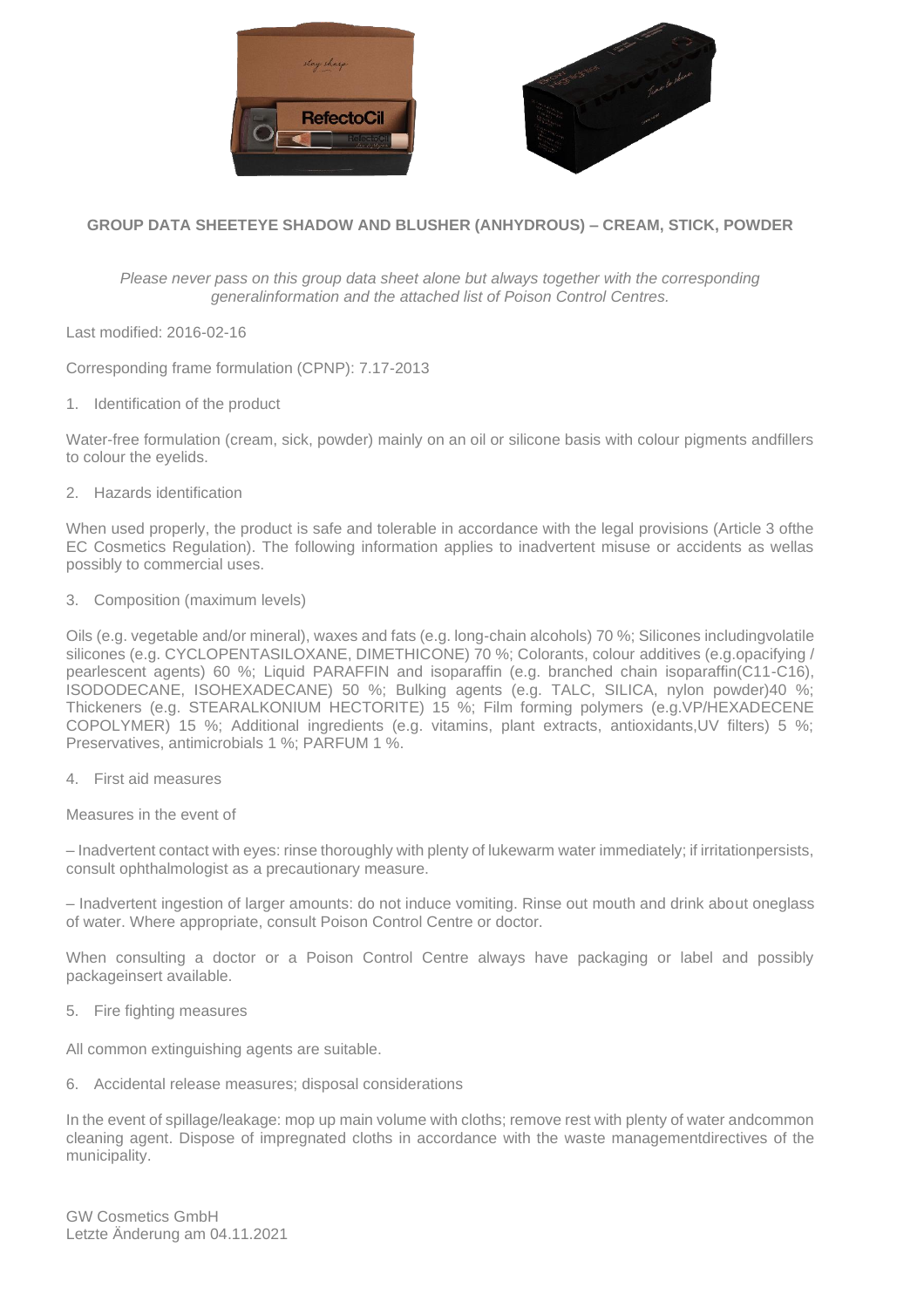## GROUP DATA SHEETEYE SHADOW AND BLUSHER (ANHYDROUS) – CREAM, STICK, POWDER

*Please never pass on this group data sheet alone but always together with the corresponding generalinformation and the attached list of Poison Control Centres.*

Last modified: 2016-02-16

Corresponding frame formulation (CPNP): 7.17-2013

1. Identification of the product

Water-free formulation (cream, sick, powder) mainly on an oil or silicone basis with colour pigments andfillers to colour the eyelids.

2. Hazards identification

When used properly, the product is safe and tolerable in accordance with the legal provisions (Article 3 ofthe EC Cosmetics Regulation). The following information applies to inadvertent misuse or accidents as wellas possibly to commercial uses.

3. Composition (maximum levels)

Oils (e.g. vegetable and/or mineral), waxes and fats (e.g. long-chain alcohols) 70 %; Silicones includingvolatile silicones (e.g. CYCLOPENTASILOXANE, DIMETHICONE) 70 %; Colorants, colour additives (e.g.opacifying / pearlescent agents) 60 %; Liquid PARAFFIN and isoparaffin (e.g. branched chain isoparaffin(C11-C16), ISODODECANE, ISOHEXADECANE) 50 %; Bulking agents (e.g. TALC, SILICA, nylon powder)40 %; Thickeners (e.g. STEARALKONIUM HECTORITE) 15 %; Film forming polymers (e.g.VP/HEXADECENE COPOLYMER) 15 %; Additional ingredients (e.g. vitamins, plant extracts, antioxidants,UV filters) 5 %; Preservatives, antimicrobials 1 %; PARFUM 1 %.

4. First aid measures

Measures in the event of

– Inadvertent contact with eyes: rinse thoroughly with plenty of lukewarm water immediately; if irritationpersists, consult ophthalmologist as a precautionary measure.

– Inadvertent ingestion of larger amounts: do not induce vomiting. Rinse out mouth and drink about oneglass of water. Where appropriate, consult Poison Control Centre or doctor.

When consulting a doctor or a Poison Control Centre always have packaging or label and possibly packageinsert available.

5. Fire fighting measures

All common extinguishing agents are suitable.

6. Accidental release measures; disposal considerations

In the event of spillage/leakage: mop up main volume with cloths; remove rest with plenty of water andcommon cleaning agent. Dispose of impregnated cloths in accordance with the waste managementdirectives of the municipality.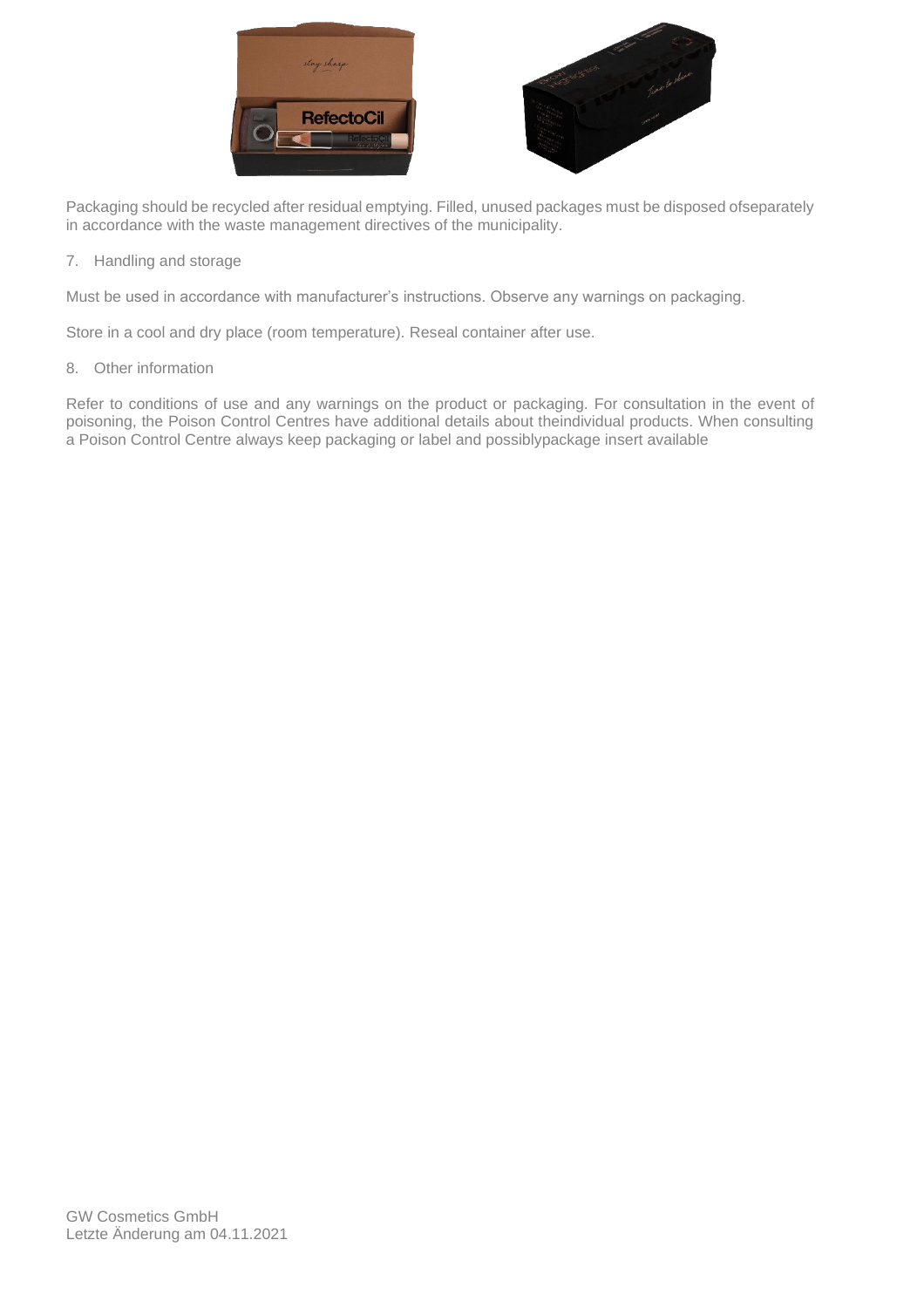Packaging should be recycled after residual emptying. Filled, unused packages must be disposed ofseparately in accordance with the waste management directives of the municipality.

7. Handling and storage

Must be used in accordance with manufacturer's instructions. Observe any warnings on packaging.

Store in a cool and dry place (room temperature). Reseal container after use.

8. Other information

Refer to conditions of use and any warnings on the product or packaging. For consultation in the event of poisoning, the Poison Control Centres have additional details about theindividual products. When consulting a Poison Control Centre always keep packaging or label and possiblypackage insert available

GW Cosmetics GmbH
Letzte Änderung am 04.11.2021